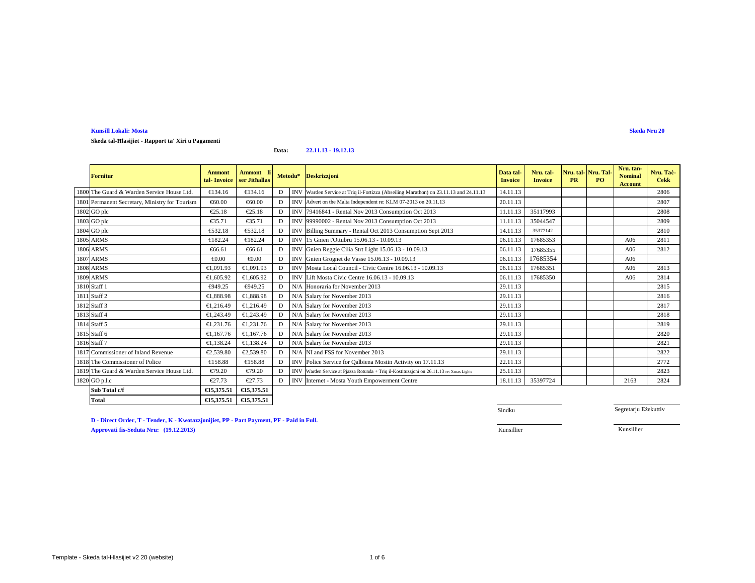**Kunsill Lokali: Mosta**

**Skeda Nru 20**

**Skeda tal-Ħlasijiet - Rapport ta' Xiri u Pagamenti**

**Data: 22.11.13 - 19.12.13**

| | Fornitur | Ammont tal- Invoice | Ammont li ser Jithallas | Metodu* | | Deskrizzjoni | Data tal-Invoice | Nru. tal-Invoice | Nru. tal-PR | Nru. Tal-PO | Nru. tan-Nominal Account | Nru. Taċ-Ċekk |
|---|---|---|---|---|---|---|---|---|---|---|---|---|
| 1800 | The Guard & Warden Service House Ltd. | €134.16 | €134.16 | D | INV | Warden Service at Triq il-Fortizza (Abseiling Marathon) on 23.11.13 and 24.11.13 | 14.11.13 | | | | | 2806 |
| 1801 | Permanent Secretary, Ministry for Tourism | €60.00 | €60.00 | D | INV | Advert on the Malta Independent re: KLM 07-2013 on 20.11.13 | 20.11.13 | | | | | 2807 |
| 1802 | GO plc | €25.18 | €25.18 | D | INV | 79416841 - Rental Nov 2013 Consumption Oct 2013 | 11.11.13 | 35117993 | | | | 2808 |
| 1803 | GO plc | €35.71 | €35.71 | D | INV | 99990002 - Rental Nov 2013 Consumption Oct 2013 | 11.11.13 | 35044547 | | | | 2809 |
| 1804 | GO plc | €532.18 | €532.18 | D | INV | Billing Summary - Rental Oct 2013 Consumption Sept 2013 | 14.11.13 | 35377142 | | | | 2810 |
| 1805 | ARMS | €182.24 | €182.24 | D | INV | 15 Gnien t'Ottubru 15.06.13 - 10.09.13 | 06.11.13 | 17685353 | | | A06 | 2811 |
| 1806 | ARMS | €66.61 | €66.61 | D | INV | Gnien Reggie Cilia Strt Light 15.06.13 - 10.09.13 | 06.11.13 | 17685355 | | | A06 | 2812 |
| 1807 | ARMS | €0.00 | €0.00 | D | INV | Gnien Grognet de Vasse 15.06.13 - 10.09.13 | 06.11.13 | 17685354 | | | A06 | |
| 1808 | ARMS | €1,091.93 | €1,091.93 | D | INV | Mosta Local Council - Civic Centre 16.06.13 - 10.09.13 | 06.11.13 | 17685351 | | | A06 | 2813 |
| 1809 | ARMS | €1,605.92 | €1,605.92 | D | INV | Lift Mosta Civic Centre 16.06.13 - 10.09.13 | 06.11.13 | 17685350 | | | A06 | 2814 |
| 1810 | Staff 1 | €949.25 | €949.25 | D | N/A | Honoraria for November 2013 | 29.11.13 | | | | | 2815 |
| 1811 | Staff 2 | €1,888.98 | €1,888.98 | D | N/A | Salary for November 2013 | 29.11.13 | | | | | 2816 |
| 1812 | Staff 3 | €1,216.49 | €1,216.49 | D | N/A | Salary for November 2013 | 29.11.13 | | | | | 2817 |
| 1813 | Staff 4 | €1,243.49 | €1,243.49 | D | N/A | Salary for November 2013 | 29.11.13 | | | | | 2818 |
| 1814 | Staff 5 | €1,231.76 | €1,231.76 | D | N/A | Salary for November 2013 | 29.11.13 | | | | | 2819 |
| 1815 | Staff 6 | €1,167.76 | €1,167.76 | D | N/A | Salary for November 2013 | 29.11.13 | | | | | 2820 |
| 1816 | Staff 7 | €1,138.24 | €1,138.24 | D | N/A | Salary for November 2013 | 29.11.13 | | | | | 2821 |
| 1817 | Commissioner of Inland Revenue | €2,539.80 | €2,539.80 | D | N/A | NI and FSS for November 2013 | 29.11.13 | | | | | 2822 |
| 1818 | The Commissioner of Police | €158.88 | €158.88 | D | INV | Police Service for Qalbiena Mostin Activity on 17.11.13 | 22.11.13 | | | | | 2772 |
| 1819 | The Guard & Warden Service House Ltd. | €79.20 | €79.20 | D | INV | Warden Service at Pjazza Rotunda + Triq il-Kostituzzjoni on 26.11.13 re: Xmas Lights | 25.11.13 | | | | | 2823 |
| 1820 | GO p.l.c | €27.73 | €27.73 | D | INV | Internet - Mosta Youth Empowerment Centre | 18.11.13 | 35397724 | | | 2163 | 2824 |
| | **Sub Total c/f** | **€15,375.51** | **€15,375.51** | | | | | | | | | |
| | **Total** | **€15,375.51** | **€15,375.51** | | | | | | | | | |

Sindku

Segretarju Eżekuttiv

Kunsillier

Kunsillier

**D - Direct Order, T - Tender, K - Kwotazzjonijiet, PP - Part Payment, PF - Paid in Full.**

**Approvati fis-Seduta Nru: (19.12.2013)**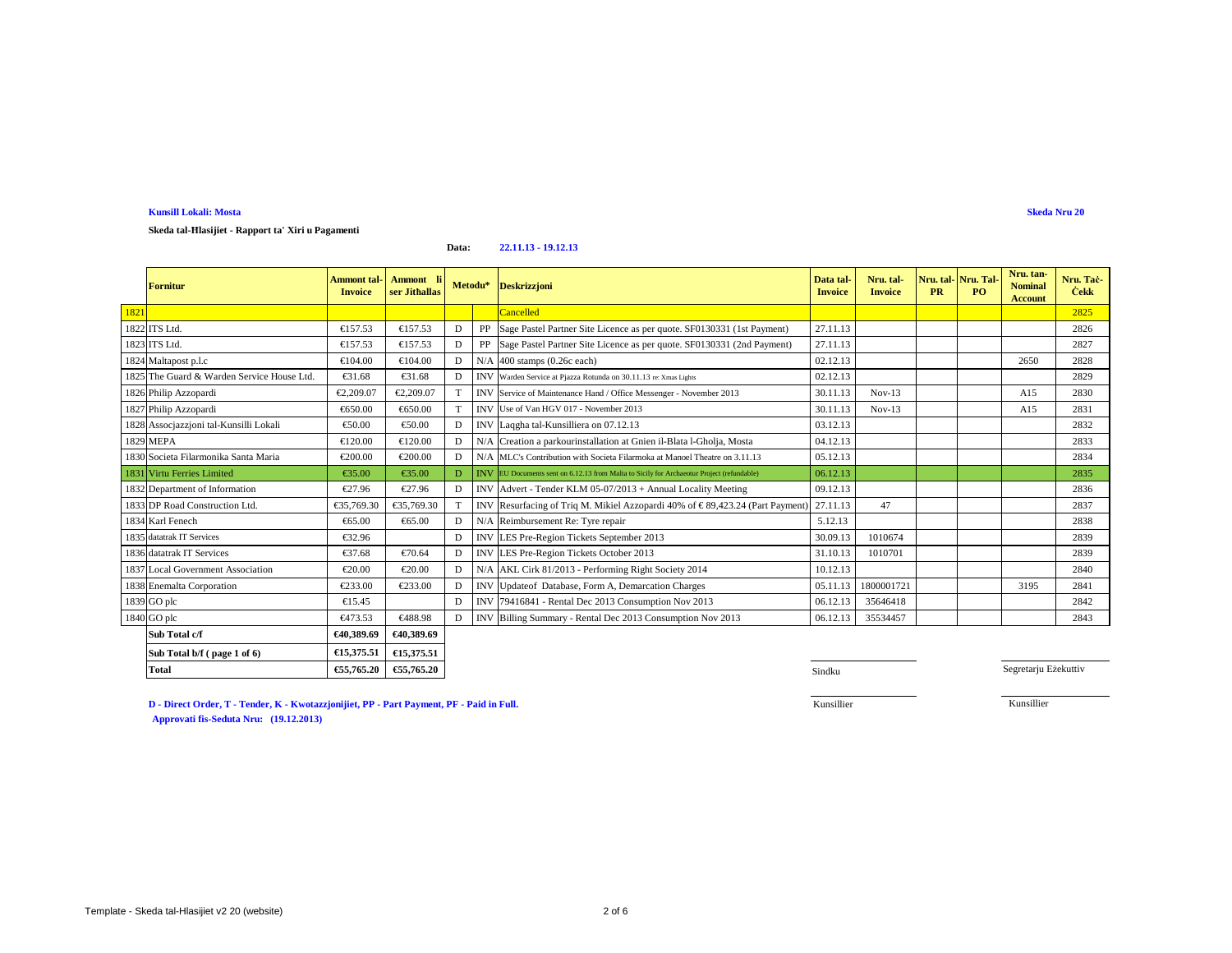**Kunsill Lokali: Mosta**

**Skeda Nru 20**

**Skeda tal-Ħlasijiet - Rapport ta' Xiri u Pagamenti**

**Data: 22.11.13 - 19.12.13**

| | Fornitur | Ammont tal-Invoice | Ammont li ser Jithallas | Metodu* | | Deskrizzjoni | Data tal-Invoice | Nru. tal-Invoice | Nru. tal-PR | Nru. Tal-PO | Nru. tan-Nominal Account | Nru. Taċ-Ċekk |
|---|---|---|---|---|---|---|---|---|---|---|---|---|
| 1821 | | | | | | Cancelled | | | | | | 2825 |
| 1822 | ITS Ltd. | €157.53 | €157.53 | D | PP | Sage Pastel Partner Site Licence as per quote. SF0130331 (1st Payment) | 27.11.13 | | | | | 2826 |
| 1823 | ITS Ltd. | €157.53 | €157.53 | D | PP | Sage Pastel Partner Site Licence as per quote. SF0130331 (2nd Payment) | 27.11.13 | | | | | 2827 |
| 1824 | Maltapost p.l.c | €104.00 | €104.00 | D | N/A | 400 stamps (0.26c each) | 02.12.13 | | | | 2650 | 2828 |
| 1825 | The Guard & Warden Service House Ltd. | €31.68 | €31.68 | D | INV | Warden Service at Pjazza Rotunda on 30.11.13 re: Xmas Lights | 02.12.13 | | | | | 2829 |
| 1826 | Philip Azzopardi | €2,209.07 | €2,209.07 | T | INV | Service of Maintenance Hand / Office Messenger - November 2013 | 30.11.13 | Nov-13 | | | A15 | 2830 |
| 1827 | Philip Azzopardi | €650.00 | €650.00 | T | INV | Use of Van HGV 017 - November 2013 | 30.11.13 | Nov-13 | | | A15 | 2831 |
| 1828 | Assocjazzjoni tal-Kunsilli Lokali | €50.00 | €50.00 | D | INV | Laqgha tal-Kunsilliera on 07.12.13 | 03.12.13 | | | | | 2832 |
| 1829 | MEPA | €120.00 | €120.00 | D | N/A | Creation a parkourinstallation at Gnien il-Blata l-Gholja, Mosta | 04.12.13 | | | | | 2833 |
| 1830 | Societa Filarmonika Santa Maria | €200.00 | €200.00 | D | N/A | MLC's Contribution with Societa Filarmoka at Manoel Theatre on 3.11.13 | 05.12.13 | | | | | 2834 |
| 1831 | Virtu Ferries Limited | €35.00 | €35.00 | D | INV | EU Documents sent on 6.12.13 from Malta to Sicily for Archaeotur Project (refundable) | 06.12.13 | | | | | 2835 |
| 1832 | Department of Information | €27.96 | €27.96 | D | INV | Advert - Tender KLM 05-07/2013 + Annual Locality Meeting | 09.12.13 | | | | | 2836 |
| 1833 | DP Road Construction Ltd. | €35,769.30 | €35,769.30 | T | INV | Resurfacing of Triq M. Mikiel Azzopardi 40% of € 89,423.24 (Part Payment) | 27.11.13 | 47 | | | | 2837 |
| 1834 | Karl Fenech | €65.00 | €65.00 | D | N/A | Reimbursement Re: Tyre repair | 5.12.13 | | | | | 2838 |
| 1835 | datatrak IT Services | €32.96 | | D | INV | LES Pre-Region Tickets September 2013 | 30.09.13 | 1010674 | | | | 2839 |
| 1836 | datatrak IT Services | €37.68 | €70.64 | D | INV | LES Pre-Region Tickets October 2013 | 31.10.13 | 1010701 | | | | 2839 |
| 1837 | Local Government Association | €20.00 | €20.00 | D | N/A | AKL Cirk 81/2013 - Performing Right Society 2014 | 10.12.13 | | | | | 2840 |
| 1838 | Enemalta Corporation | €233.00 | €233.00 | D | INV | Updateof Database, Form A, Demarcation Charges | 05.11.13 | 1800001721 | | | 3195 | 2841 |
| 1839 | GO plc | €15.45 | | D | INV | 79416841 - Rental Dec 2013 Consumption Nov 2013 | 06.12.13 | 35646418 | | | | 2842 |
| 1840 | GO plc | €473.53 | €488.98 | D | INV | Billing Summary - Rental Dec 2013 Consumption Nov 2013 | 06.12.13 | 35534457 | | | | 2843 |
| | **Sub Total c/f** | **€40,389.69** | **€40,389.69** | | | | | | | | | |
| | **Sub Total b/f ( page 1 of 6)** | **€15,375.51** | **€15,375.51** | | | | | | | | | |
| | **Total** | **€55,765.20** | **€55,765.20** | | | | | | | | | |

Sindku — Segretarju Eżekuttiv

Kunsillier — Kunsillier

**D - Direct Order, T - Tender, K - Kwotazzjonijiet, PP - Part Payment, PF - Paid in Full.**

**Approvati fis-Seduta Nru: (19.12.2013)**

Template - Skeda tal-Hlasijiet v2 20 (website)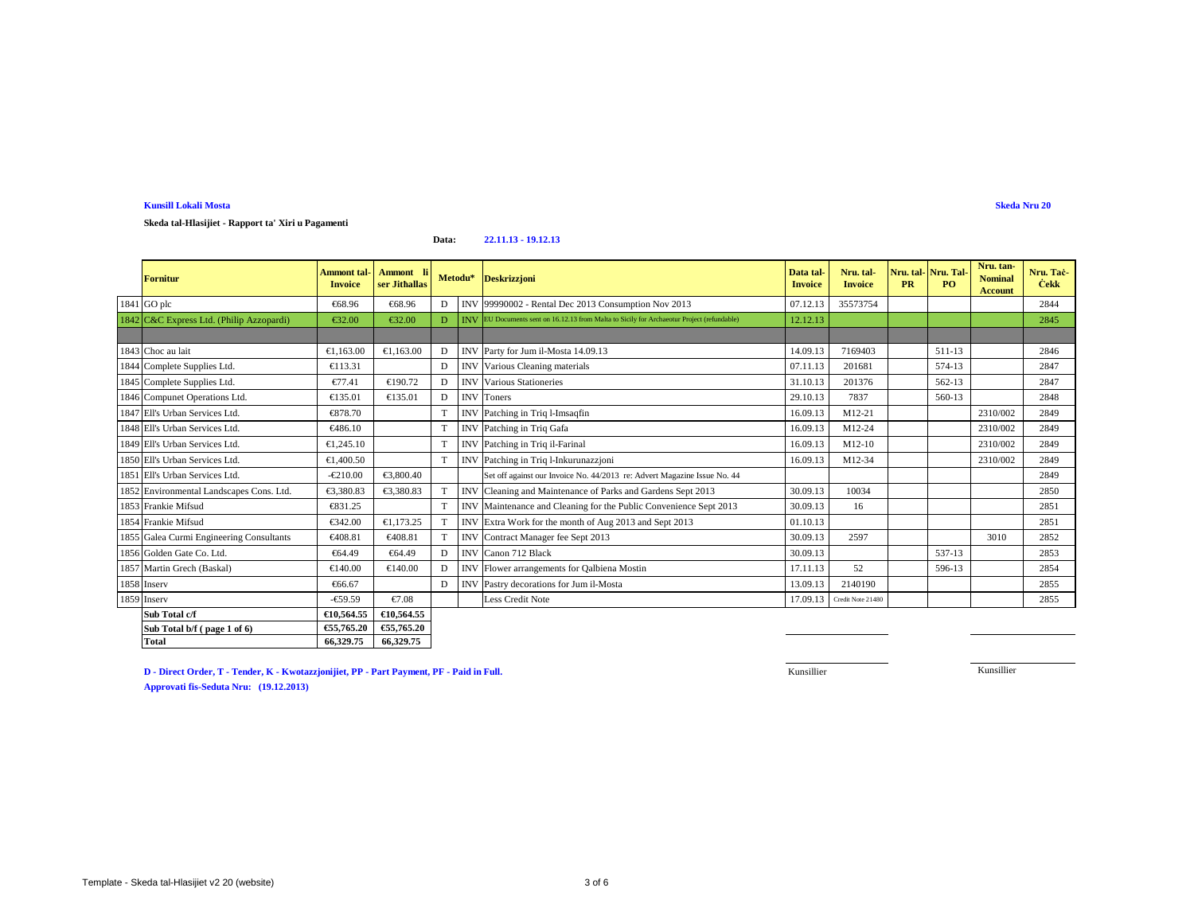**Kunsill Lokali Mosta**

**Skeda Nru 20**

**Skeda tal-Hlasijiet - Rapport ta' Xiri u Pagamenti**

**Data:** **22.11.13 - 19.12.13**

| | Fornitur | Ammont tal-Invoice | Ammont li ser Jithallas | Metodu* | | Deskrizzjoni | Data tal-Invoice | Nru. tal-Invoice | Nru. tal-PR | Nru. Tal-PO | Nru. tan-Nominal Account | Nru. Taċ-Ċekk |
|---|---|---|---|---|---|---|---|---|---|---|---|---|
| 1841 | GO plc | €68.96 | €68.96 | D | INV | 99990002 - Rental Dec 2013 Consumption Nov 2013 | 07.12.13 | 35573754 | | | | 2844 |
| 1842 | C&C Express Ltd. (Philip Azzopardi) | €32.00 | €32.00 | D | INV | EU Documents sent on 16.12.13 from Malta to Sicily for Archaeotur Project (refundable) | 12.12.13 | | | | | 2845 |
| | | | | | | | | | | | | |
| 1843 | Choc au lait | €1,163.00 | €1,163.00 | D | INV | Party for Jum il-Mosta 14.09.13 | 14.09.13 | 7169403 | | 511-13 | | 2846 |
| 1844 | Complete Supplies Ltd. | €113.31 | | D | INV | Various Cleaning materials | 07.11.13 | 201681 | | 574-13 | | 2847 |
| 1845 | Complete Supplies Ltd. | €77.41 | €190.72 | D | INV | Various Stationeries | 31.10.13 | 201376 | | 562-13 | | 2847 |
| 1846 | Compunet Operations Ltd. | €135.01 | €135.01 | D | INV | Toners | 29.10.13 | 7837 | | 560-13 | | 2848 |
| 1847 | Ell's Urban Services Ltd. | €878.70 | | T | INV | Patching in Triq l-Imsaqfin | 16.09.13 | M12-21 | | | 2310/002 | 2849 |
| 1848 | Ell's Urban Services Ltd. | €486.10 | | T | INV | Patching in Triq Gafa | 16.09.13 | M12-24 | | | 2310/002 | 2849 |
| 1849 | Ell's Urban Services Ltd. | €1,245.10 | | T | INV | Patching in Triq il-Farinal | 16.09.13 | M12-10 | | | 2310/002 | 2849 |
| 1850 | Ell's Urban Services Ltd. | €1,400.50 | | T | INV | Patching in Triq l-Inkurunazzjoni | 16.09.13 | M12-34 | | | 2310/002 | 2849 |
| 1851 | Ell's Urban Services Ltd. | -€210.00 | €3,800.40 | | | Set off against our Invoice No. 44/2013 re: Advert Magazine Issue No. 44 | | | | | | 2849 |
| 1852 | Environmental Landscapes Cons. Ltd. | €3,380.83 | €3,380.83 | T | INV | Cleaning and Maintenance of Parks and Gardens Sept 2013 | 30.09.13 | 10034 | | | | 2850 |
| 1853 | Frankie Mifsud | €831.25 | | T | INV | Maintenance and Cleaning for the Public Convenience Sept 2013 | 30.09.13 | 16 | | | | 2851 |
| 1854 | Frankie Mifsud | €342.00 | €1,173.25 | T | INV | Extra Work for the month of Aug 2013 and Sept 2013 | 01.10.13 | | | | | 2851 |
| 1855 | Galea Curmi Engineering Consultants | €408.81 | €408.81 | T | INV | Contract Manager fee Sept 2013 | 30.09.13 | 2597 | | | 3010 | 2852 |
| 1856 | Golden Gate Co. Ltd. | €64.49 | €64.49 | D | INV | Canon 712 Black | 30.09.13 | | | 537-13 | | 2853 |
| 1857 | Martin Grech (Baskal) | €140.00 | €140.00 | D | INV | Flower arrangements for Qalbiena Mostin | 17.11.13 | 52 | | 596-13 | | 2854 |
| 1858 | Inserv | €66.67 | | D | INV | Pastry decorations for Jum il-Mosta | 13.09.13 | 2140190 | | | | 2855 |
| 1859 | Inserv | -€59.59 | €7.08 | | | Less Credit Note | 17.09.13 | Credit Note 21480 | | | | 2855 |
| | **Sub Total c/f** | **€10,564.55** | **€10,564.55** | | | | | | | | | |
| | **Sub Total b/f ( page 1 of 6)** | **€55,765.20** | **€55,765.20** | | | | | | | | | |
| | **Total** | **66,329.75** | **66,329.75** | | | | | | | | | |

**D - Direct Order, T - Tender, K - Kwotazzjonijiet, PP - Part Payment, PF - Paid in Full.**

**Approvati fis-Seduta Nru: (19.12.2013)**

Kunsillier

Kunsillier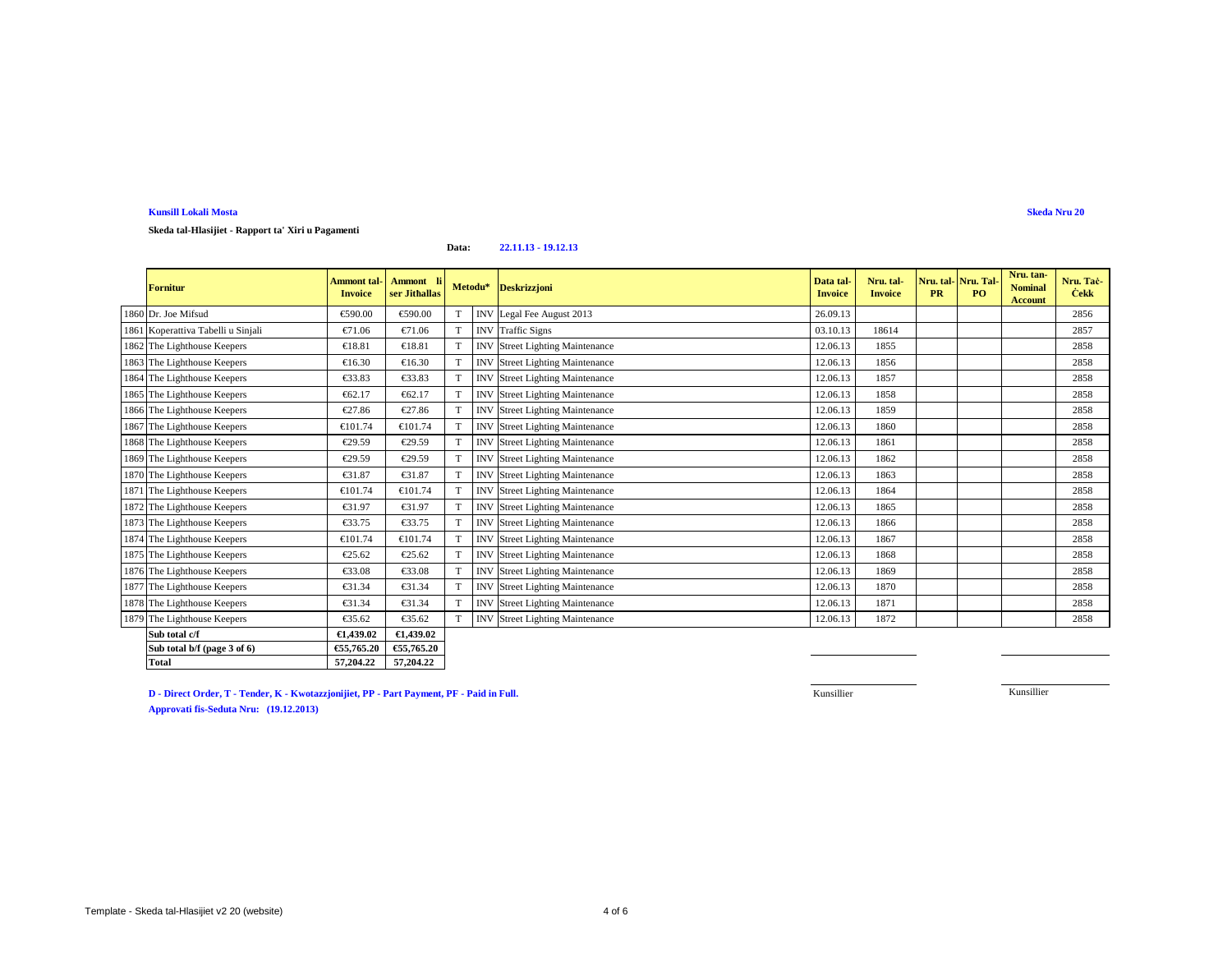**Kunsill Lokali Mosta**

**Skeda Nru 20**

**Skeda tal-Hlasijiet - Rapport ta' Xiri u Pagamenti**

**Data: 22.11.13 - 19.12.13**

| | Fornitur | Ammont tal-Invoice | Ammont li ser Jithallas | Metodu* | | Deskrizzjoni | Data tal-Invoice | Nru. tal-Invoice | Nru. tal-PR | Nru. Tal-PO | Nru. tan-Nominal Account | Nru. Taċ-Ċekk |
|---|---|---|---|---|---|---|---|---|---|---|---|---|
| 1860 | Dr. Joe Mifsud | €590.00 | €590.00 | T | INV | Legal Fee August 2013 | 26.09.13 | | | | | 2856 |
| 1861 | Koperattiva Tabelli u Sinjali | €71.06 | €71.06 | T | INV | Traffic Signs | 03.10.13 | 18614 | | | | 2857 |
| 1862 | The Lighthouse Keepers | €18.81 | €18.81 | T | INV | Street Lighting Maintenance | 12.06.13 | 1855 | | | | 2858 |
| 1863 | The Lighthouse Keepers | €16.30 | €16.30 | T | INV | Street Lighting Maintenance | 12.06.13 | 1856 | | | | 2858 |
| 1864 | The Lighthouse Keepers | €33.83 | €33.83 | T | INV | Street Lighting Maintenance | 12.06.13 | 1857 | | | | 2858 |
| 1865 | The Lighthouse Keepers | €62.17 | €62.17 | T | INV | Street Lighting Maintenance | 12.06.13 | 1858 | | | | 2858 |
| 1866 | The Lighthouse Keepers | €27.86 | €27.86 | T | INV | Street Lighting Maintenance | 12.06.13 | 1859 | | | | 2858 |
| 1867 | The Lighthouse Keepers | €101.74 | €101.74 | T | INV | Street Lighting Maintenance | 12.06.13 | 1860 | | | | 2858 |
| 1868 | The Lighthouse Keepers | €29.59 | €29.59 | T | INV | Street Lighting Maintenance | 12.06.13 | 1861 | | | | 2858 |
| 1869 | The Lighthouse Keepers | €29.59 | €29.59 | T | INV | Street Lighting Maintenance | 12.06.13 | 1862 | | | | 2858 |
| 1870 | The Lighthouse Keepers | €31.87 | €31.87 | T | INV | Street Lighting Maintenance | 12.06.13 | 1863 | | | | 2858 |
| 1871 | The Lighthouse Keepers | €101.74 | €101.74 | T | INV | Street Lighting Maintenance | 12.06.13 | 1864 | | | | 2858 |
| 1872 | The Lighthouse Keepers | €31.97 | €31.97 | T | INV | Street Lighting Maintenance | 12.06.13 | 1865 | | | | 2858 |
| 1873 | The Lighthouse Keepers | €33.75 | €33.75 | T | INV | Street Lighting Maintenance | 12.06.13 | 1866 | | | | 2858 |
| 1874 | The Lighthouse Keepers | €101.74 | €101.74 | T | INV | Street Lighting Maintenance | 12.06.13 | 1867 | | | | 2858 |
| 1875 | The Lighthouse Keepers | €25.62 | €25.62 | T | INV | Street Lighting Maintenance | 12.06.13 | 1868 | | | | 2858 |
| 1876 | The Lighthouse Keepers | €33.08 | €33.08 | T | INV | Street Lighting Maintenance | 12.06.13 | 1869 | | | | 2858 |
| 1877 | The Lighthouse Keepers | €31.34 | €31.34 | T | INV | Street Lighting Maintenance | 12.06.13 | 1870 | | | | 2858 |
| 1878 | The Lighthouse Keepers | €31.34 | €31.34 | T | INV | Street Lighting Maintenance | 12.06.13 | 1871 | | | | 2858 |
| 1879 | The Lighthouse Keepers | €35.62 | €35.62 | T | INV | Street Lighting Maintenance | 12.06.13 | 1872 | | | | 2858 |
| | **Sub total c/f** | **€1,439.02** | **€1,439.02** | | | | | | | | | |
| | **Sub total b/f (page 3 of 6)** | **€55,765.20** | **€55,765.20** | | | | | | | | | |
| | **Total** | **57,204.22** | **57,204.22** | | | | | | | | | |

**D - Direct Order, T - Tender, K - Kwotazzjonijiet, PP - Part Payment, PF - Paid in Full.**

**Approvati fis-Seduta Nru: (19.12.2013)**

Kunsillier

Kunsillier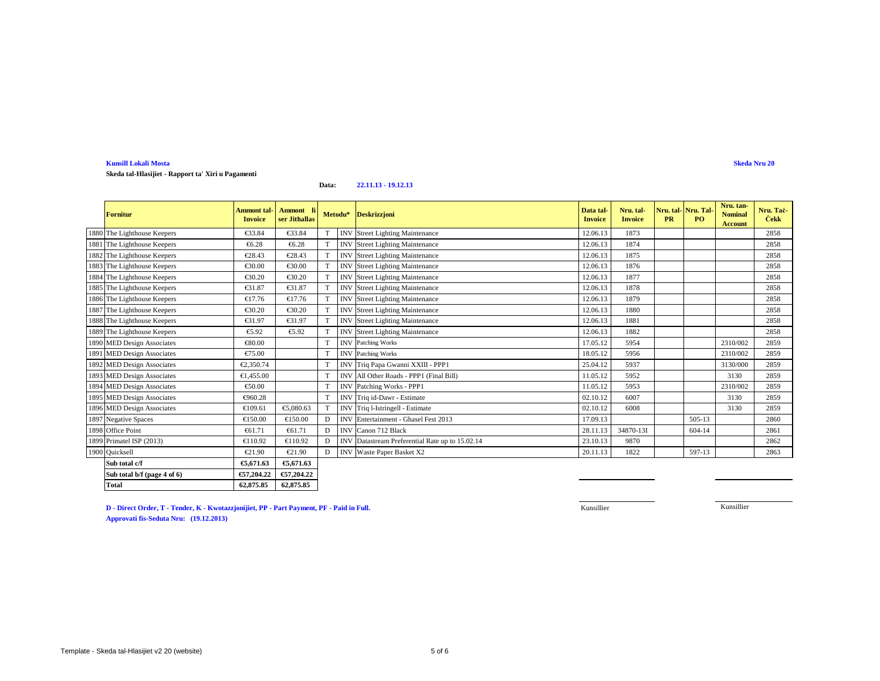**Kunsill Lokali Mosta**

**Skeda Nru 20**

**Skeda tal-Hlasijiet - Rapport ta' Xiri u Pagamenti**

**Data: 22.11.13 - 19.12.13**

| | Fornitur | Ammont tal-Invoice | Ammont li ser Jithallas | Metodu* | | Deskrizzjoni | Data tal-Invoice | Nru. tal-Invoice | Nru. tal-PR | Nru. Tal-PO | Nru. tan-Nominal Account | Nru. Taċ-Ċekk |
|---|---|---|---|---|---|---|---|---|---|---|---|---|
| 1880 | The Lighthouse Keepers | €33.84 | €33.84 | T | INV | Street Lighting Maintenance | 12.06.13 | 1873 | | | | 2858 |
| 1881 | The Lighthouse Keepers | €6.28 | €6.28 | T | INV | Street Lighting Maintenance | 12.06.13 | 1874 | | | | 2858 |
| 1882 | The Lighthouse Keepers | €28.43 | €28.43 | T | INV | Street Lighting Maintenance | 12.06.13 | 1875 | | | | 2858 |
| 1883 | The Lighthouse Keepers | €30.00 | €30.00 | T | INV | Street Lighting Maintenance | 12.06.13 | 1876 | | | | 2858 |
| 1884 | The Lighthouse Keepers | €30.20 | €30.20 | T | INV | Street Lighting Maintenance | 12.06.13 | 1877 | | | | 2858 |
| 1885 | The Lighthouse Keepers | €31.87 | €31.87 | T | INV | Street Lighting Maintenance | 12.06.13 | 1878 | | | | 2858 |
| 1886 | The Lighthouse Keepers | €17.76 | €17.76 | T | INV | Street Lighting Maintenance | 12.06.13 | 1879 | | | | 2858 |
| 1887 | The Lighthouse Keepers | €30.20 | €30.20 | T | INV | Street Lighting Maintenance | 12.06.13 | 1880 | | | | 2858 |
| 1888 | The Lighthouse Keepers | €31.97 | €31.97 | T | INV | Street Lighting Maintenance | 12.06.13 | 1881 | | | | 2858 |
| 1889 | The Lighthouse Keepers | €5.92 | €5.92 | T | INV | Street Lighting Maintenance | 12.06.13 | 1882 | | | | 2858 |
| 1890 | MED Design Associates | €80.00 | | T | INV | Patching Works | 17.05.12 | 5954 | | | 2310/002 | 2859 |
| 1891 | MED Design Associates | €75.00 | | T | INV | Patching Works | 18.05.12 | 5956 | | | 2310/002 | 2859 |
| 1892 | MED Design Associates | €2,350.74 | | T | INV | Triq Papa Gwanni XXIII - PPP1 | 25.04.12 | 5937 | | | 3130/000 | 2859 |
| 1893 | MED Design Associates | €1,455.00 | | T | INV | All Other Roads - PPP1 (Final Bill) | 11.05.12 | 5952 | | | 3130 | 2859 |
| 1894 | MED Design Associates | €50.00 | | T | INV | Patching Works - PPP1 | 11.05.12 | 5953 | | | 2310/002 | 2859 |
| 1895 | MED Design Associates | €960.28 | | T | INV | Triq id-Dawr - Estimate | 02.10.12 | 6007 | | | 3130 | 2859 |
| 1896 | MED Design Associates | €109.61 | €5,080.63 | T | INV | Triq l-Istringell - Estimate | 02.10.12 | 6008 | | | 3130 | 2859 |
| 1897 | Negative Spaces | €150.00 | €150.00 | D | INV | Entertainment - Ghasel Fest 2013 | 17.09.13 | | | 505-13 | | 2860 |
| 1898 | Office Point | €61.71 | €61.71 | D | INV | Canon 712 Black | 28.11.13 | 34870-13I | | 604-14 | | 2861 |
| 1899 | Primatel ISP (2013) | €110.92 | €110.92 | D | INV | Datastream Preferential Rate up to 15.02.14 | 23.10.13 | 9870 | | | | 2862 |
| 1900 | Quicksell | €21.90 | €21.90 | D | INV | Waste Paper Basket X2 | 20.11.13 | 1822 | | 597-13 | | 2863 |
| | **Sub total c/f** | **€5,671.63** | **€5,671.63** | | | | | | | | | |
| | **Sub total b/f (page 4 of 6)** | **€57,204.22** | **€57,204.22** | | | | | | | | | |
| | **Total** | **62,875.85** | **62,875.85** | | | | | | | | | |

Kunsillier

Kunsillier

**D - Direct Order, T - Tender, K - Kwotazzjonijiet, PP - Part Payment, PF - Paid in Full.**

**Approvati fis-Seduta Nru: (19.12.2013)**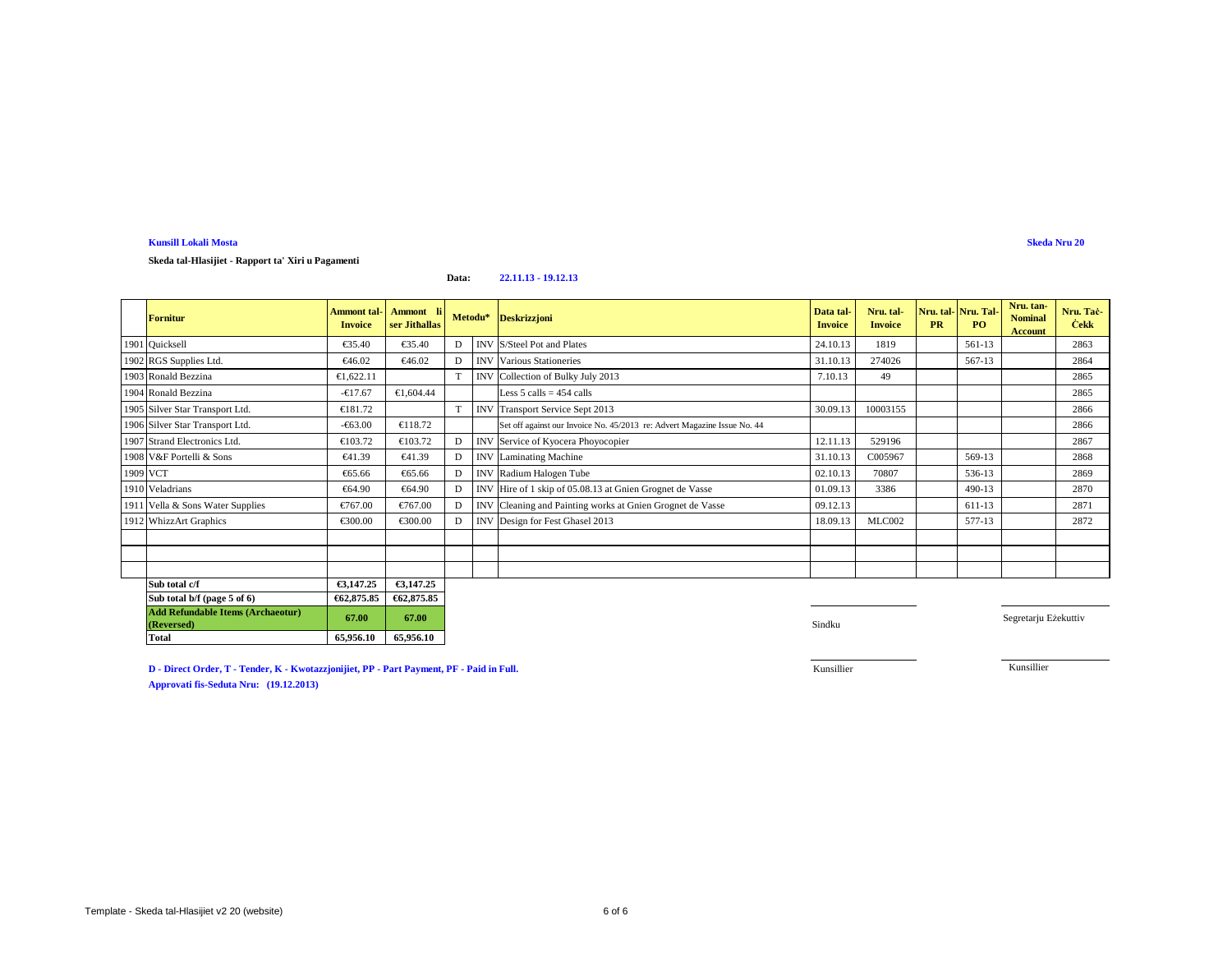**Kunsill Lokali Mosta**

**Skeda Nru 20**

**Skeda tal-Hlasijiet - Rapport ta' Xiri u Pagamenti**

**Data: 22.11.13 - 19.12.13**

| | Fornitur | Ammont tal-Invoice | Ammont li ser Jithallas | Metodu* | | Deskrizzjoni | Data tal-Invoice | Nru. tal-Invoice | Nru. tal-PR | Nru. Tal-PO | Nru. tan-Nominal Account | Nru. Taċ-Ċekk |
|---|---|---|---|---|---|---|---|---|---|---|---|---|
| 1901 | Quicksell | €35.40 | €35.40 | D | INV | S/Steel Pot and Plates | 24.10.13 | 1819 | | 561-13 | | 2863 |
| 1902 | RGS Supplies Ltd. | €46.02 | €46.02 | D | INV | Various Stationeries | 31.10.13 | 274026 | | 567-13 | | 2864 |
| 1903 | Ronald Bezzina | €1,622.11 | | T | INV | Collection of Bulky July 2013 | 7.10.13 | 49 | | | | 2865 |
| 1904 | Ronald Bezzina | -€17.67 | €1,604.44 | | | Less 5 calls = 454 calls | | | | | | 2865 |
| 1905 | Silver Star Transport Ltd. | €181.72 | | T | INV | Transport Service Sept 2013 | 30.09.13 | 10003155 | | | | 2866 |
| 1906 | Silver Star Transport Ltd. | -€63.00 | €118.72 | | | Set off against our Invoice No. 45/2013 re: Advert Magazine Issue No. 44 | | | | | | 2866 |
| 1907 | Strand Electronics Ltd. | €103.72 | €103.72 | D | INV | Service of Kyocera Phoyocopier | 12.11.13 | 529196 | | | | 2867 |
| 1908 | V&F Portelli & Sons | €41.39 | €41.39 | D | INV | Laminating Machine | 31.10.13 | C005967 | | 569-13 | | 2868 |
| 1909 | VCT | €65.66 | €65.66 | D | INV | Radium Halogen Tube | 02.10.13 | 70807 | | 536-13 | | 2869 |
| 1910 | Veladrians | €64.90 | €64.90 | D | INV | Hire of 1 skip of 05.08.13 at Gnien Grognet de Vasse | 01.09.13 | 3386 | | 490-13 | | 2870 |
| 1911 | Vella & Sons Water Supplies | €767.00 | €767.00 | D | INV | Cleaning and Painting works at Gnien Grognet de Vasse | 09.12.13 | | | 611-13 | | 2871 |
| 1912 | WhizzArt Graphics | €300.00 | €300.00 | D | INV | Design for Fest Ghasel 2013 | 18.09.13 | MLC002 | | 577-13 | | 2872 |
| | | | | | | | | | | | | |
| | | | | | | | | | | | | |
| | | | | | | | | | | | | |
| | **Sub total c/f** | **€3,147.25** | **€3,147.25** | | | | | | | | | |
| | **Sub total b/f (page 5 of 6)** | **€62,875.85** | **€62,875.85** | | | | | | | | | |
| | **Add Refundable Items (Archaeotur) (Reversed)** | **67.00** | **67.00** | | | | | | | | | |
| | **Total** | **65,956.10** | **65,956.10** | | | | | | | | | |

Sindku

Segretarju Eżekuttiv

Kunsillier

Kunsillier

**D - Direct Order, T - Tender, K - Kwotazzjonijiet, PP - Part Payment, PF - Paid in Full.**

**Approvati fis-Seduta Nru: (19.12.2013)**